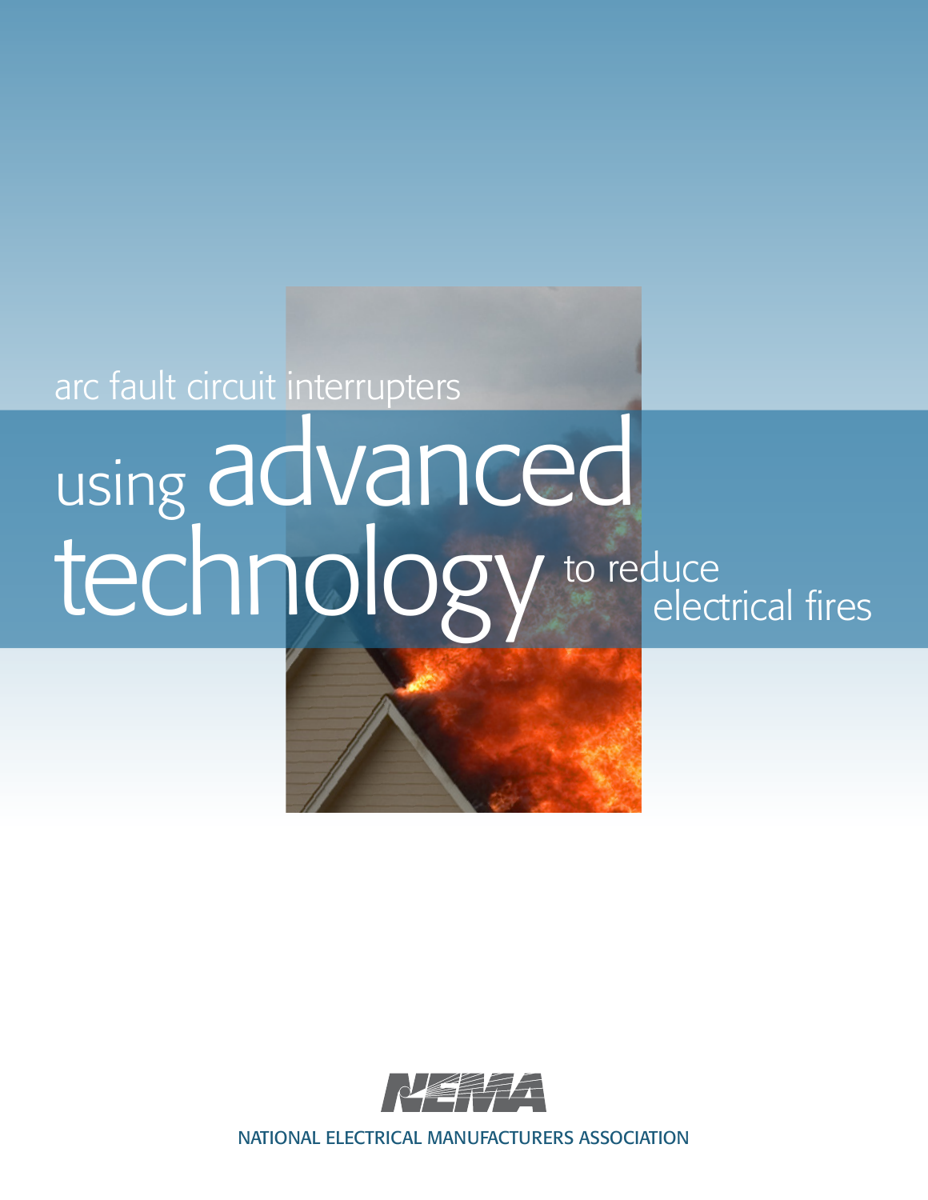arc fault circuit interrupters

# using advanced technology to reduce electrical fires

NEMA

NATIONAL ELECTRICAL MANUFACTURERS ASSOCIATION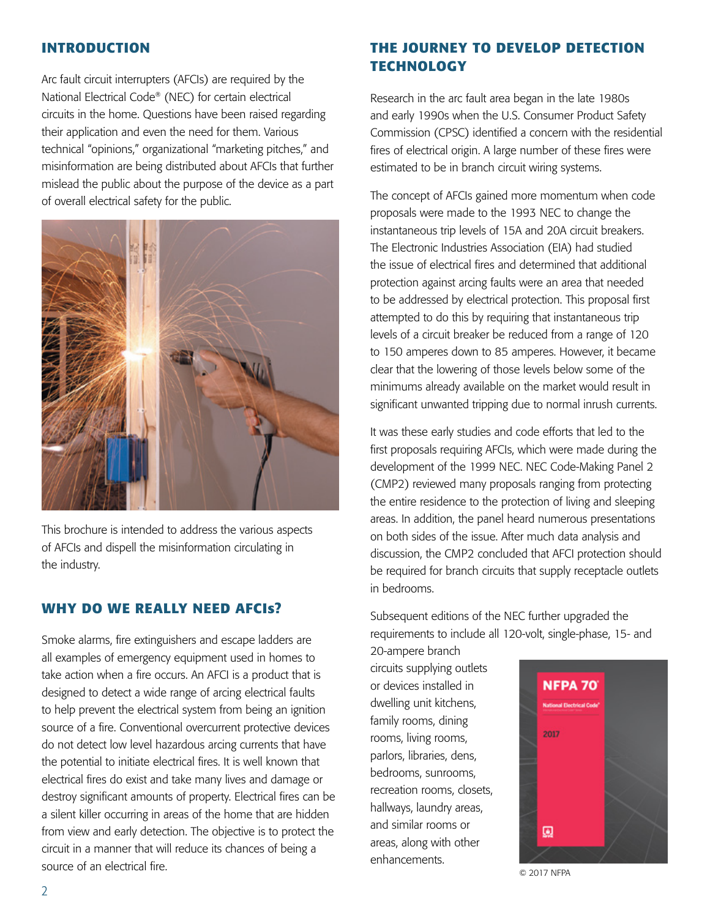## INTRODUCTION

Arc fault circuit interrupters (AFCIs) are required by the National Electrical Code® (NEC) for certain electrical circuits in the home. Questions have been raised regarding their application and even the need for them. Various technical "opinions," organizational "marketing pitches," and misinformation are being distributed about AFCIs that further mislead the public about the purpose of the device as a part of overall electrical safety for the public.

This brochure is intended to address the various aspects of AFCIs and dispell the misinformation circulating in the industry.

## WHY DO WE REALLY NEED AFCIs?

Smoke alarms, fire extinguishers and escape ladders are all examples of emergency equipment used in homes to take action when a fire occurs. An AFCI is a product that is designed to detect a wide range of arcing electrical faults to help prevent the electrical system from being an ignition source of a fire. Conventional overcurrent protective devices do not detect low level hazardous arcing currents that have the potential to initiate electrical fires. It is well known that electrical fires do exist and take many lives and damage or destroy significant amounts of property. Electrical fires can be a silent killer occurring in areas of the home that are hidden from view and early detection. The objective is to protect the circuit in a manner that will reduce its chances of being a source of an electrical fire.

## THE JOURNEY TO DEVELOP DETECTION TECHNOLOGY

Research in the arc fault area began in the late 1980s and early 1990s when the U.S. Consumer Product Safety Commission (CPSC) identified a concern with the residential fires of electrical origin. A large number of these fires were estimated to be in branch circuit wiring systems.

The concept of AFCIs gained more momentum when code proposals were made to the 1993 NEC to change the instantaneous trip levels of 15A and 20A circuit breakers. The Electronic Industries Association (EIA) had studied the issue of electrical fires and determined that additional protection against arcing faults were an area that needed to be addressed by electrical protection. This proposal first attempted to do this by requiring that instantaneous trip levels of a circuit breaker be reduced from a range of 120 to 150 amperes down to 85 amperes. However, it became clear that the lowering of those levels below some of the minimums already available on the market would result in significant unwanted tripping due to normal inrush currents.

It was these early studies and code efforts that led to the first proposals requiring AFCIs, which were made during the development of the 1999 NEC. NEC Code-Making Panel 2 (CMP2) reviewed many proposals ranging from protecting the entire residence to the protection of living and sleeping areas. In addition, the panel heard numerous presentations on both sides of the issue. After much data analysis and discussion, the CMP2 concluded that AFCI protection should be required for branch circuits that supply receptacle outlets in bedrooms.

Subsequent editions of the NEC further upgraded the requirements to include all 120-volt, single-phase, 15- and 20-ampere branch circuits supplying outlets or devices installed in dwelling unit kitchens, family rooms, dining rooms, living rooms, parlors, libraries, dens, bedrooms, sunrooms, recreation rooms, closets, hallways, laundry areas, and similar rooms or areas, along with other enhancements.

© 2017 NFPA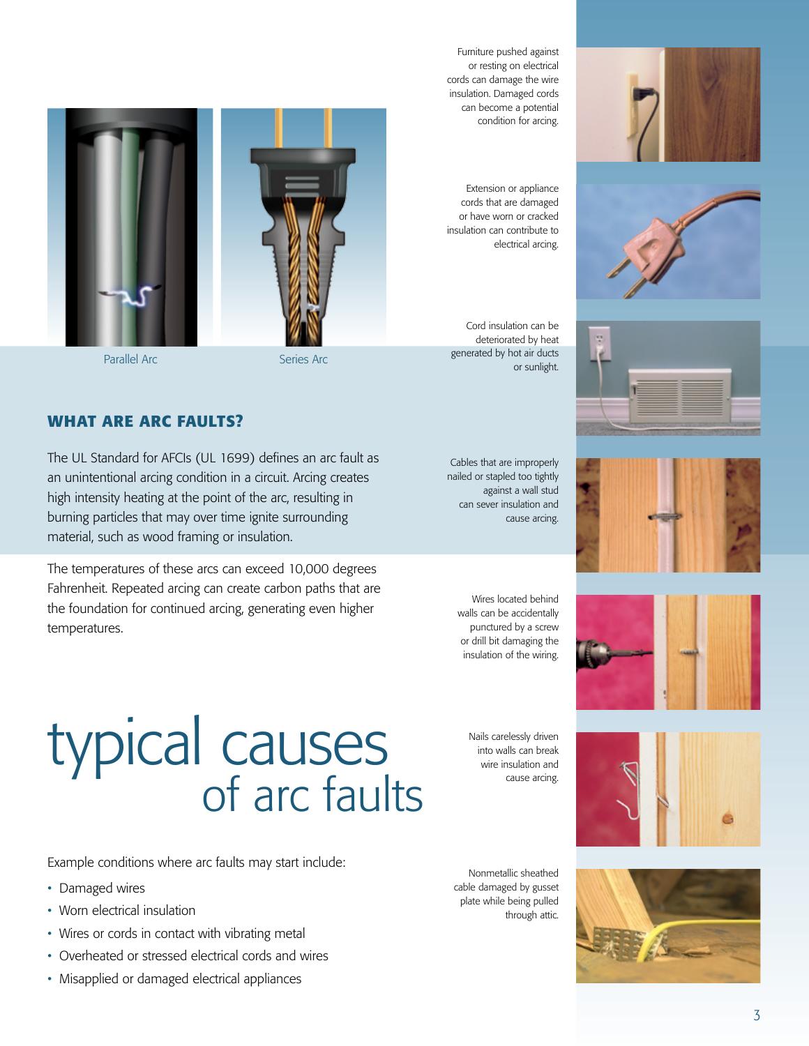Parallel Arc

Series Arc

## WHAT ARE ARC FAULTS?

The UL Standard for AFCIs (UL 1699) defines an arc fault as an unintentional arcing condition in a circuit. Arcing creates high intensity heating at the point of the arc, resulting in burning particles that may over time ignite surrounding material, such as wood framing or insulation.

The temperatures of these arcs can exceed 10,000 degrees Fahrenheit. Repeated arcing can create carbon paths that are the foundation for continued arcing, generating even higher temperatures.

# typical causes of arc faults

Example conditions where arc faults may start include:

- Damaged wires
- Worn electrical insulation
- Wires or cords in contact with vibrating metal
- Overheated or stressed electrical cords and wires
- Misapplied or damaged electrical appliances

Furniture pushed against or resting on electrical cords can damage the wire insulation. Damaged cords can become a potential condition for arcing.

Extension or appliance cords that are damaged or have worn or cracked insulation can contribute to electrical arcing.

Cord insulation can be deteriorated by heat generated by hot air ducts or sunlight.

Cables that are improperly nailed or stapled too tightly against a wall stud can sever insulation and cause arcing.

Wires located behind walls can be accidentally punctured by a screw or drill bit damaging the insulation of the wiring.

Nails carelessly driven into walls can break wire insulation and cause arcing.

Nonmetallic sheathed cable damaged by gusset plate while being pulled through attic.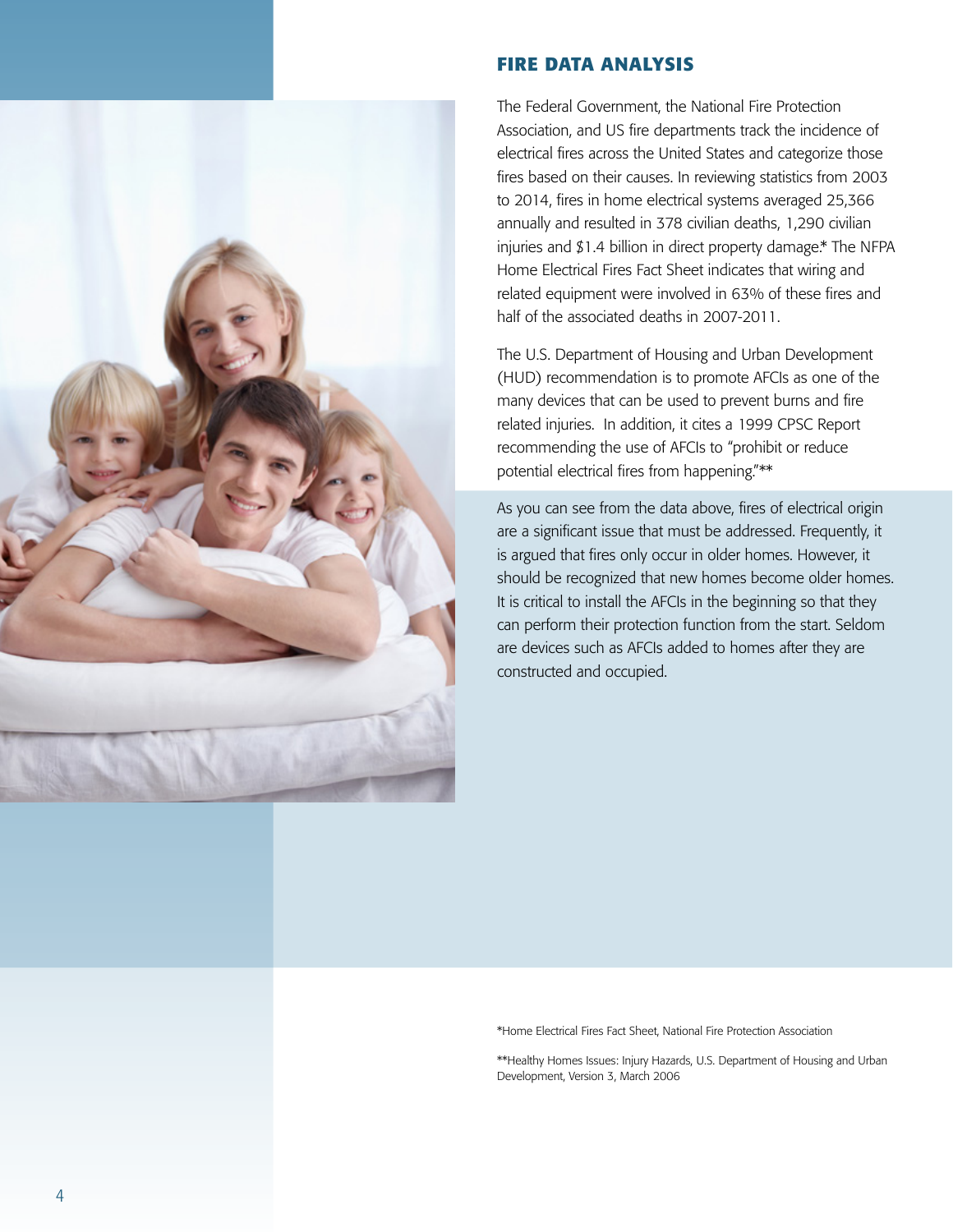## FIRE DATA ANALYSIS

The Federal Government, the National Fire Protection Association, and US fire departments track the incidence of electrical fires across the United States and categorize those fires based on their causes. In reviewing statistics from 2003 to 2014, fires in home electrical systems averaged 25,366 annually and resulted in 378 civilian deaths, 1,290 civilian injuries and $1.4 billion in direct property damage.* The NFPA Home Electrical Fires Fact Sheet indicates that wiring and related equipment were involved in 63% of these fires and half of the associated deaths in 2007-2011.

The U.S. Department of Housing and Urban Development (HUD) recommendation is to promote AFCIs as one of the many devices that can be used to prevent burns and fire related injuries. In addition, it cites a 1999 CPSC Report recommending the use of AFCIs to "prohibit or reduce potential electrical fires from happening."**

As you can see from the data above, fires of electrical origin are a significant issue that must be addressed. Frequently, it is argued that fires only occur in older homes. However, it should be recognized that new homes become older homes. It is critical to install the AFCIs in the beginning so that they can perform their protection function from the start. Seldom are devices such as AFCIs added to homes after they are constructed and occupied.

*Home Electrical Fires Fact Sheet, National Fire Protection Association

**Healthy Homes Issues: Injury Hazards, U.S. Department of Housing and Urban Development, Version 3, March 2006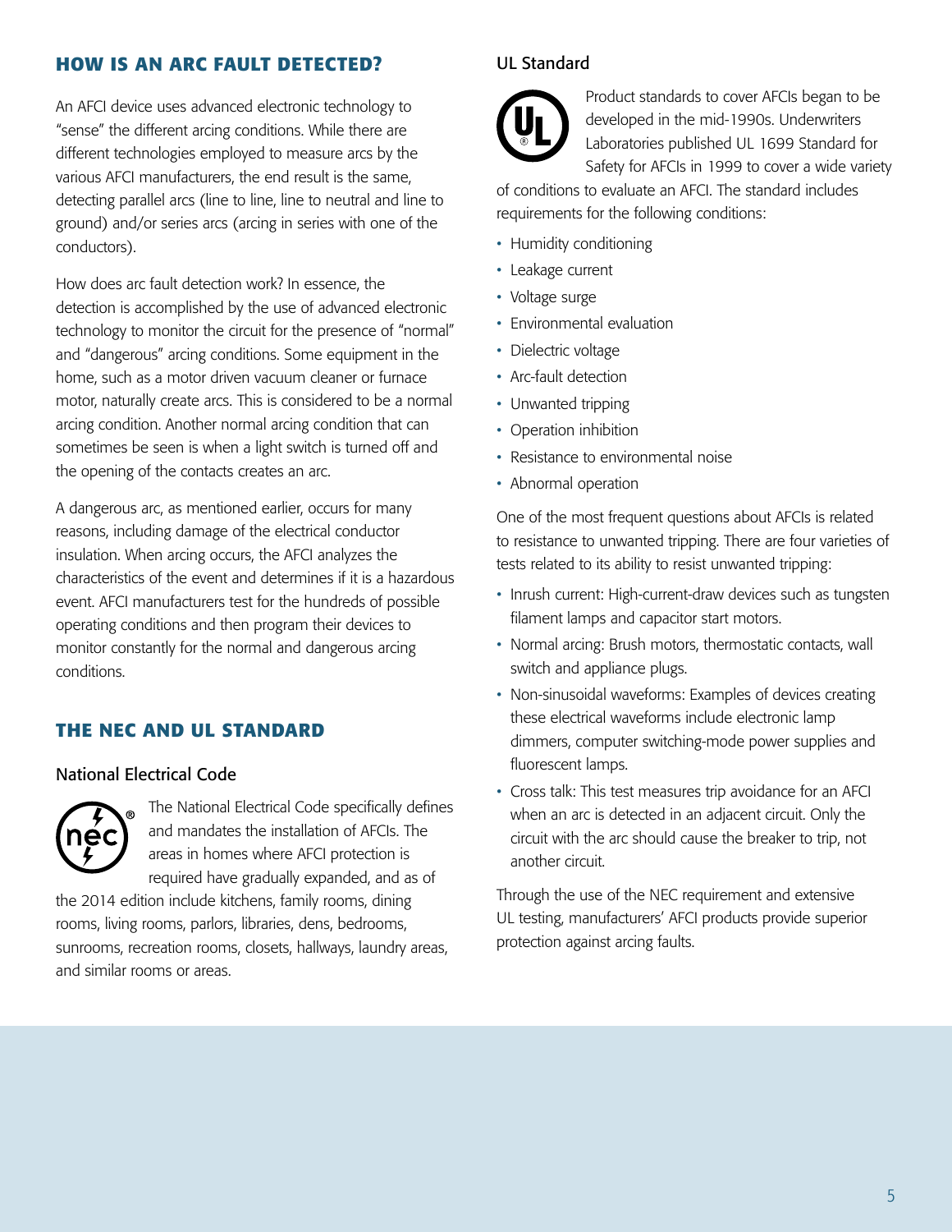## HOW IS AN ARC FAULT DETECTED?

An AFCI device uses advanced electronic technology to "sense" the different arcing conditions. While there are different technologies employed to measure arcs by the various AFCI manufacturers, the end result is the same, detecting parallel arcs (line to line, line to neutral and line to ground) and/or series arcs (arcing in series with one of the conductors).

How does arc fault detection work? In essence, the detection is accomplished by the use of advanced electronic technology to monitor the circuit for the presence of "normal" and "dangerous" arcing conditions. Some equipment in the home, such as a motor driven vacuum cleaner or furnace motor, naturally create arcs. This is considered to be a normal arcing condition. Another normal arcing condition that can sometimes be seen is when a light switch is turned off and the opening of the contacts creates an arc.

A dangerous arc, as mentioned earlier, occurs for many reasons, including damage of the electrical conductor insulation. When arcing occurs, the AFCI analyzes the characteristics of the event and determines if it is a hazardous event. AFCI manufacturers test for the hundreds of possible operating conditions and then program their devices to monitor constantly for the normal and dangerous arcing conditions.

## THE NEC AND UL STANDARD

### National Electrical Code

The National Electrical Code specifically defines and mandates the installation of AFCIs. The areas in homes where AFCI protection is required have gradually expanded, and as of the 2014 edition include kitchens, family rooms, dining rooms, living rooms, parlors, libraries, dens, bedrooms, sunrooms, recreation rooms, closets, hallways, laundry areas, and similar rooms or areas.

### UL Standard

Product standards to cover AFCIs began to be developed in the mid-1990s. Underwriters Laboratories published UL 1699 Standard for Safety for AFCIs in 1999 to cover a wide variety of conditions to evaluate an AFCI. The standard includes requirements for the following conditions:

- Humidity conditioning
- Leakage current
- Voltage surge
- Environmental evaluation
- Dielectric voltage
- Arc-fault detection
- Unwanted tripping
- Operation inhibition
- Resistance to environmental noise
- Abnormal operation

One of the most frequent questions about AFCIs is related to resistance to unwanted tripping. There are four varieties of tests related to its ability to resist unwanted tripping:

- Inrush current: High-current-draw devices such as tungsten filament lamps and capacitor start motors.
- Normal arcing: Brush motors, thermostatic contacts, wall switch and appliance plugs.
- Non-sinusoidal waveforms: Examples of devices creating these electrical waveforms include electronic lamp dimmers, computer switching-mode power supplies and fluorescent lamps.
- Cross talk: This test measures trip avoidance for an AFCI when an arc is detected in an adjacent circuit. Only the circuit with the arc should cause the breaker to trip, not another circuit.

Through the use of the NEC requirement and extensive UL testing, manufacturers' AFCI products provide superior protection against arcing faults.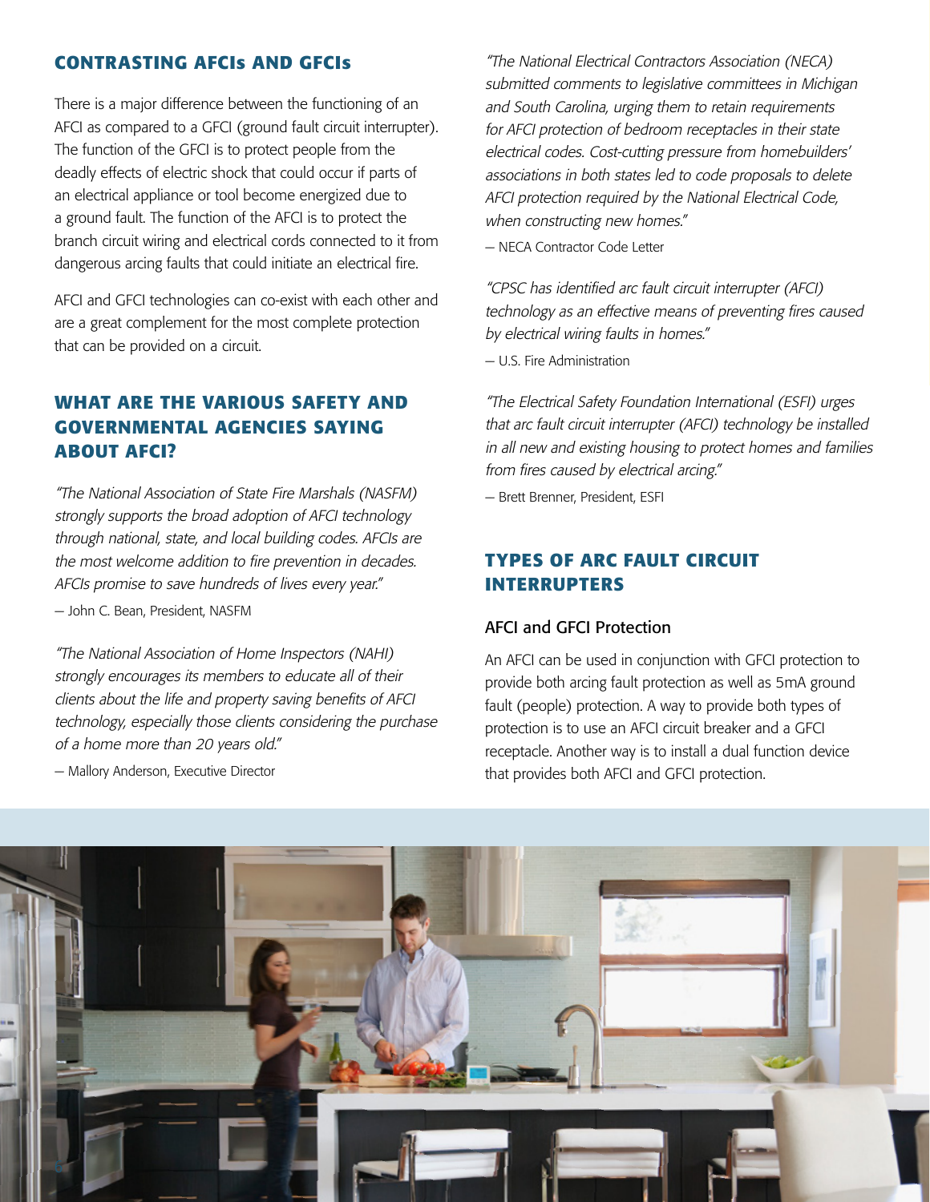## CONTRASTING AFCIs AND GFCIs

There is a major difference between the functioning of an AFCI as compared to a GFCI (ground fault circuit interrupter). The function of the GFCI is to protect people from the deadly effects of electric shock that could occur if parts of an electrical appliance or tool become energized due to a ground fault. The function of the AFCI is to protect the branch circuit wiring and electrical cords connected to it from dangerous arcing faults that could initiate an electrical fire.

AFCI and GFCI technologies can co-exist with each other and are a great complement for the most complete protection that can be provided on a circuit.

## WHAT ARE THE VARIOUS SAFETY AND GOVERNMENTAL AGENCIES SAYING ABOUT AFCI?

*"The National Association of State Fire Marshals (NASFM) strongly supports the broad adoption of AFCI technology through national, state, and local building codes. AFCIs are the most welcome addition to fire prevention in decades. AFCIs promise to save hundreds of lives every year."*

— John C. Bean, President, NASFM

*"The National Association of Home Inspectors (NAHI) strongly encourages its members to educate all of their clients about the life and property saving benefits of AFCI technology, especially those clients considering the purchase of a home more than 20 years old."*

— Mallory Anderson, Executive Director

*"The National Electrical Contractors Association (NECA) submitted comments to legislative committees in Michigan and South Carolina, urging them to retain requirements for AFCI protection of bedroom receptacles in their state electrical codes. Cost-cutting pressure from homebuilders' associations in both states led to code proposals to delete AFCI protection required by the National Electrical Code, when constructing new homes."*

— NECA Contractor Code Letter

*"CPSC has identified arc fault circuit interrupter (AFCI) technology as an effective means of preventing fires caused by electrical wiring faults in homes."*

— U.S. Fire Administration

*"The Electrical Safety Foundation International (ESFI) urges that arc fault circuit interrupter (AFCI) technology be installed in all new and existing housing to protect homes and families from fires caused by electrical arcing."*

— Brett Brenner, President, ESFI

## TYPES OF ARC FAULT CIRCUIT INTERRUPTERS

### AFCI and GFCI Protection

An AFCI can be used in conjunction with GFCI protection to provide both arcing fault protection as well as 5mA ground fault (people) protection. A way to provide both types of protection is to use an AFCI circuit breaker and a GFCI receptacle. Another way is to install a dual function device that provides both AFCI and GFCI protection.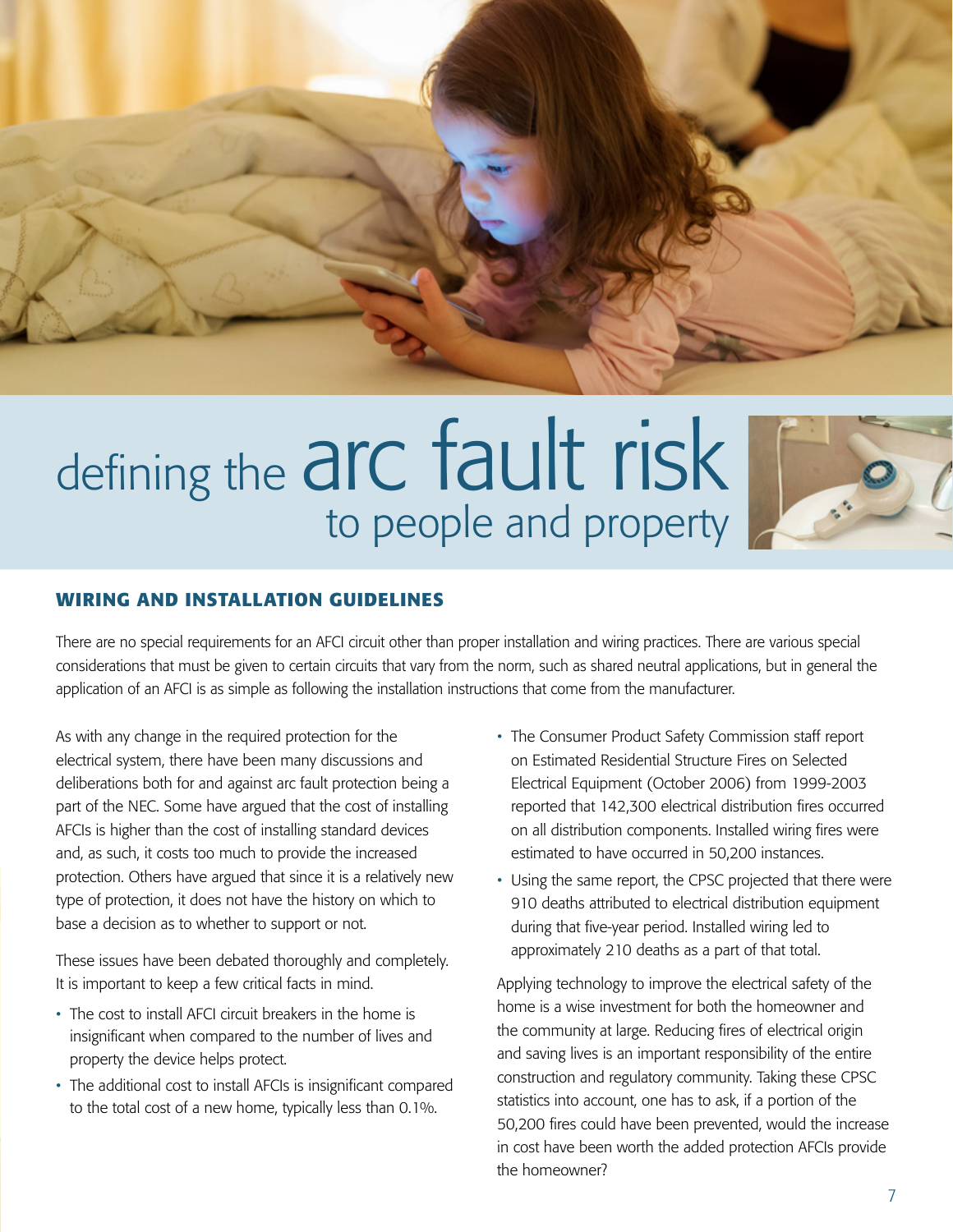# defining the arc fault risk to people and property

## WIRING AND INSTALLATION GUIDELINES

There are no special requirements for an AFCI circuit other than proper installation and wiring practices. There are various special considerations that must be given to certain circuits that vary from the norm, such as shared neutral applications, but in general the application of an AFCI is as simple as following the installation instructions that come from the manufacturer.

As with any change in the required protection for the electrical system, there have been many discussions and deliberations both for and against arc fault protection being a part of the NEC. Some have argued that the cost of installing AFCIs is higher than the cost of installing standard devices and, as such, it costs too much to provide the increased protection. Others have argued that since it is a relatively new type of protection, it does not have the history on which to base a decision as to whether to support or not.

These issues have been debated thoroughly and completely. It is important to keep a few critical facts in mind.

- The cost to install AFCI circuit breakers in the home is insignificant when compared to the number of lives and property the device helps protect.
- The additional cost to install AFCIs is insignificant compared to the total cost of a new home, typically less than 0.1%.
- The Consumer Product Safety Commission staff report on Estimated Residential Structure Fires on Selected Electrical Equipment (October 2006) from 1999-2003 reported that 142,300 electrical distribution fires occurred on all distribution components. Installed wiring fires were estimated to have occurred in 50,200 instances.
- Using the same report, the CPSC projected that there were 910 deaths attributed to electrical distribution equipment during that five-year period. Installed wiring led to approximately 210 deaths as a part of that total.

Applying technology to improve the electrical safety of the home is a wise investment for both the homeowner and the community at large. Reducing fires of electrical origin and saving lives is an important responsibility of the entire construction and regulatory community. Taking these CPSC statistics into account, one has to ask, if a portion of the 50,200 fires could have been prevented, would the increase in cost have been worth the added protection AFCIs provide the homeowner?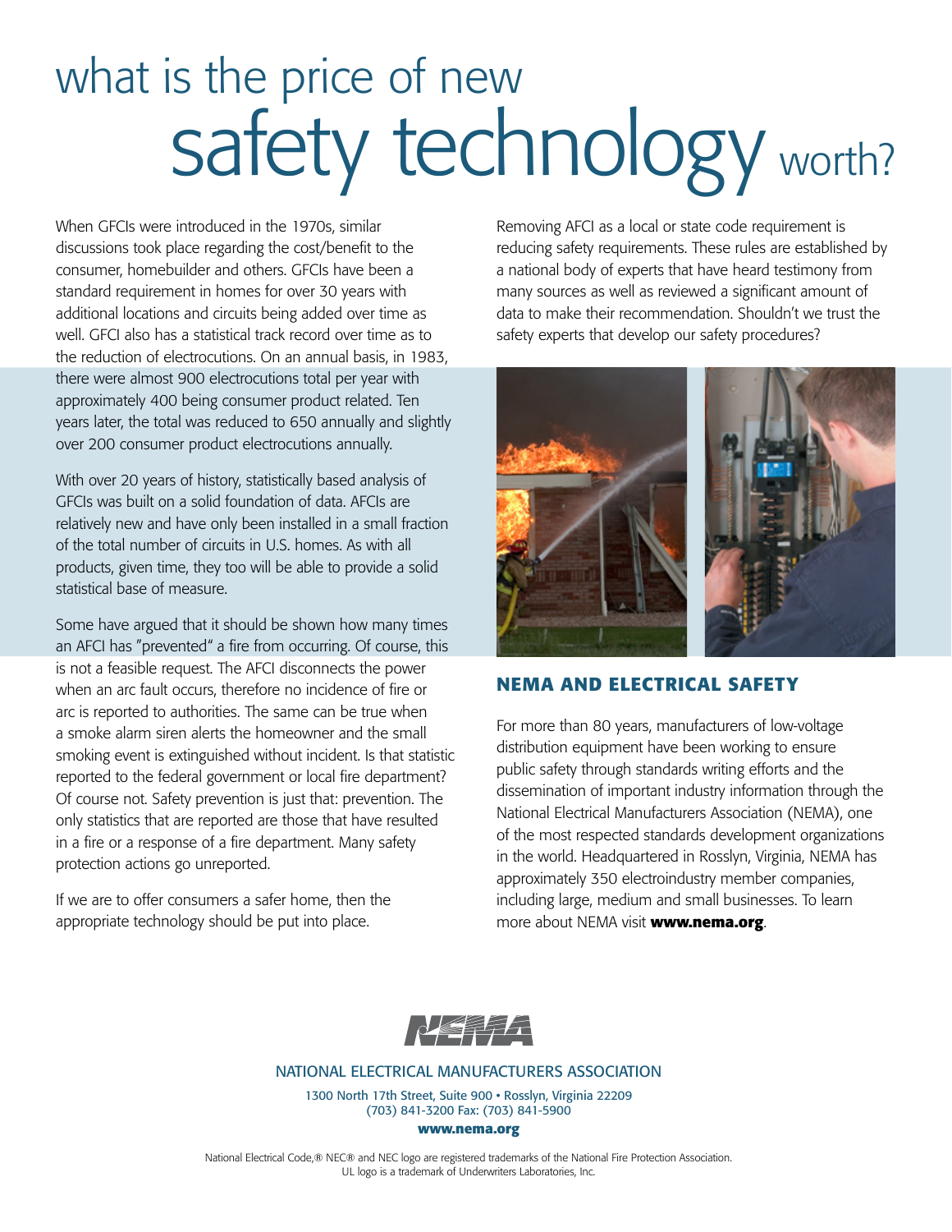# what is the price of new safety technology worth?

When GFCIs were introduced in the 1970s, similar discussions took place regarding the cost/benefit to the consumer, homebuilder and others. GFCIs have been a standard requirement in homes for over 30 years with additional locations and circuits being added over time as well. GFCI also has a statistical track record over time as to the reduction of electrocutions. On an annual basis, in 1983, there were almost 900 electrocutions total per year with approximately 400 being consumer product related. Ten years later, the total was reduced to 650 annually and slightly over 200 consumer product electrocutions annually.

With over 20 years of history, statistically based analysis of GFCIs was built on a solid foundation of data. AFCIs are relatively new and have only been installed in a small fraction of the total number of circuits in U.S. homes. As with all products, given time, they too will be able to provide a solid statistical base of measure.

Some have argued that it should be shown how many times an AFCI has "prevented" a fire from occurring. Of course, this is not a feasible request. The AFCI disconnects the power when an arc fault occurs, therefore no incidence of fire or arc is reported to authorities. The same can be true when a smoke alarm siren alerts the homeowner and the small smoking event is extinguished without incident. Is that statistic reported to the federal government or local fire department? Of course not. Safety prevention is just that: prevention. The only statistics that are reported are those that have resulted in a fire or a response of a fire department. Many safety protection actions go unreported.

If we are to offer consumers a safer home, then the appropriate technology should be put into place.

Removing AFCI as a local or state code requirement is reducing safety requirements. These rules are established by a national body of experts that have heard testimony from many sources as well as reviewed a significant amount of data to make their recommendation. Shouldn't we trust the safety experts that develop our safety procedures?

## NEMA AND ELECTRICAL SAFETY

For more than 80 years, manufacturers of low-voltage distribution equipment have been working to ensure public safety through standards writing efforts and the dissemination of important industry information through the National Electrical Manufacturers Association (NEMA), one of the most respected standards development organizations in the world. Headquartered in Rosslyn, Virginia, NEMA has approximately 350 electroindustry member companies, including large, medium and small businesses. To learn more about NEMA visit **www.nema.org**.

NEMA

NATIONAL ELECTRICAL MANUFACTURERS ASSOCIATION

1300 North 17th Street, Suite 900 • Rosslyn, Virginia 22209
(703) 841-3200 Fax: (703) 841-5900

**www.nema.org**

National Electrical Code,® NEC® and NEC logo are registered trademarks of the National Fire Protection Association.
UL logo is a trademark of Underwriters Laboratories, Inc.